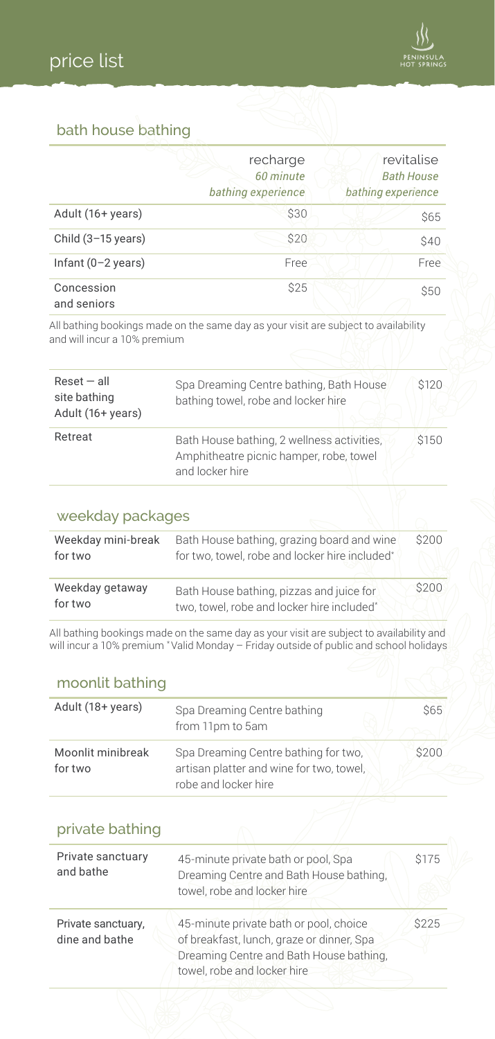# price list

PENINSULA HOT SPRINGS

## bath house bathing

| | recharge<br>*60 minute*<br>*bathing experience* | revitalise<br>*Bath House*<br>*bathing experience* |
|---|---|---|
| Adult (16+ years) | $30 | $65 |
| Child (3–15 years) | $20 | $40 |
| Infant (0–2 years) | Free | Free |
| Concession and seniors | $25 | $50 |

All bathing bookings made on the same day as your visit are subject to availability and will incur a 10% premium

| | | |
|---|---|---|
| Reset — all site bathing Adult (16+ years) | Spa Dreaming Centre bathing, Bath House bathing towel, robe and locker hire | $120 |
| Retreat | Bath House bathing, 2 wellness activities, Amphitheatre picnic hamper, robe, towel and locker hire | $150 |

## weekday packages

| | | |
|---|---|---|
| Weekday mini-break for two | Bath House bathing, grazing board and wine for two, towel, robe and locker hire included* | $200 |
| Weekday getaway for two | Bath House bathing, pizzas and juice for two, towel, robe and locker hire included* | $200 |

All bathing bookings made on the same day as your visit are subject to availability and will incur a 10% premium *Valid Monday – Friday outside of public and school holidays

## moonlit bathing

| | | |
|---|---|---|
| Adult (18+ years) | Spa Dreaming Centre bathing from 11pm to 5am | $65 |
| Moonlit minibreak for two | Spa Dreaming Centre bathing for two, artisan platter and wine for two, towel, robe and locker hire | $200 |

## private bathing

| | | |
|---|---|---|
| Private sanctuary and bathe | 45-minute private bath or pool, Spa Dreaming Centre and Bath House bathing, towel, robe and locker hire | $175 |
| Private sanctuary, dine and bathe | 45-minute private bath or pool, choice of breakfast, lunch, graze or dinner, Spa Dreaming Centre and Bath House bathing, towel, robe and locker hire | $225 |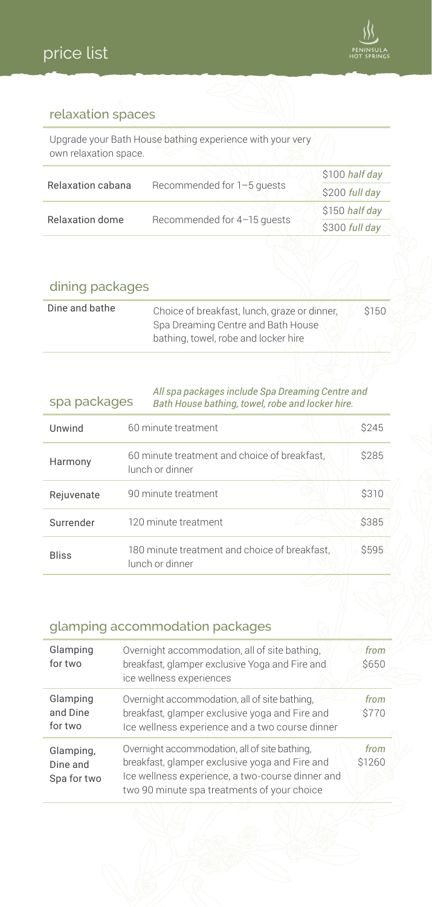# price list

## relaxation spaces

Upgrade your Bath House bathing experience with your very own relaxation space.

| | | |
|---|---|---|
| Relaxation cabana | Recommended for 1–5 guests | $100 *half day* |
| | | $200 *full day* |
| Relaxation dome | Recommended for 4–15 guests | $150 *half day* |
| | | $300 *full day* |

## dining packages

| | | |
|---|---|---|
| Dine and bathe | Choice of breakfast, lunch, graze or dinner, Spa Dreaming Centre and Bath House bathing, towel, robe and locker hire | $150 |

## spa packages

*All spa packages include Spa Dreaming Centre and Bath House bathing, towel, robe and locker hire.*

| | | |
|---|---|---|
| Unwind | 60 minute treatment | $245 |
| Harmony | 60 minute treatment and choice of breakfast, lunch or dinner | $285 |
| Rejuvenate | 90 minute treatment | $310 |
| Surrender | 120 minute treatment | $385 |
| Bliss | 180 minute treatment and choice of breakfast, lunch or dinner | $595 |

## glamping accommodation packages

| | | |
|---|---|---|
| Glamping for two | Overnight accommodation, all of site bathing, breakfast, glamper exclusive Yoga and Fire and ice wellness experiences | *from* $650 |
| Glamping and Dine for two | Overnight accommodation, all of site bathing, breakfast, glamper exclusive yoga and Fire and Ice wellness experience and a two course dinner | *from* $770 |
| Glamping, Dine and Spa for two | Overnight accommodation, all of site bathing, breakfast, glamper exclusive yoga and Fire and Ice wellness experience, a two-course dinner and two 90 minute spa treatments of your choice | *from* $1260 |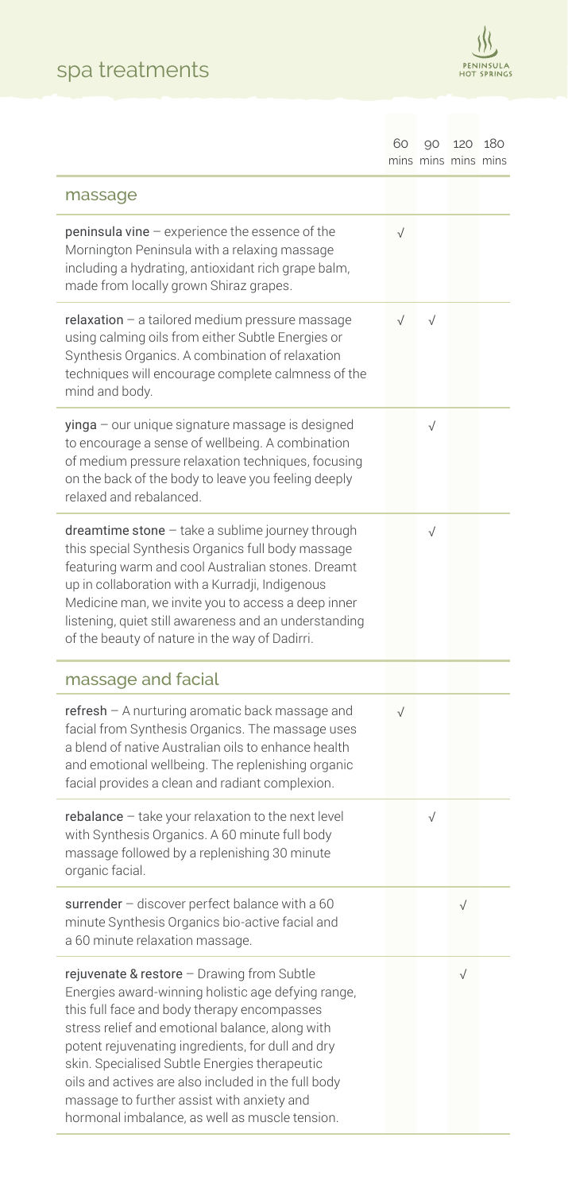# spa treatments

| | 60 mins | 90 mins | 120 mins | 180 mins |
|---|---|---|---|---|
| **massage** | | | | |
| **peninsula vine** – experience the essence of the Mornington Peninsula with a relaxing massage including a hydrating, antioxidant rich grape balm, made from locally grown Shiraz grapes. | √ | | | |
| **relaxation** – a tailored medium pressure massage using calming oils from either Subtle Energies or Synthesis Organics. A combination of relaxation techniques will encourage complete calmness of the mind and body. | √ | √ | | |
| **yinga** – our unique signature massage is designed to encourage a sense of wellbeing. A combination of medium pressure relaxation techniques, focusing on the back of the body to leave you feeling deeply relaxed and rebalanced. | | √ | | |
| **dreamtime stone** – take a sublime journey through this special Synthesis Organics full body massage featuring warm and cool Australian stones. Dreamt up in collaboration with a Kurradji, Indigenous Medicine man, we invite you to access a deep inner listening, quiet still awareness and an understanding of the beauty of nature in the way of Dadirri. | | √ | | |
| **massage and facial** | | | | |
| **refresh** – A nurturing aromatic back massage and facial from Synthesis Organics. The massage uses a blend of native Australian oils to enhance health and emotional wellbeing. The replenishing organic facial provides a clean and radiant complexion. | √ | | | |
| **rebalance** – take your relaxation to the next level with Synthesis Organics. A 60 minute full body massage followed by a replenishing 30 minute organic facial. | | √ | | |
| **surrender** – discover perfect balance with a 60 minute Synthesis Organics bio-active facial and a 60 minute relaxation massage. | | | √ | |
| **rejuvenate & restore** – Drawing from Subtle Energies award-winning holistic age defying range, this full face and body therapy encompasses stress relief and emotional balance, along with potent rejuvenating ingredients, for dull and dry skin. Specialised Subtle Energies therapeutic oils and actives are also included in the full body massage to further assist with anxiety and hormonal imbalance, as well as muscle tension. | | | √ | |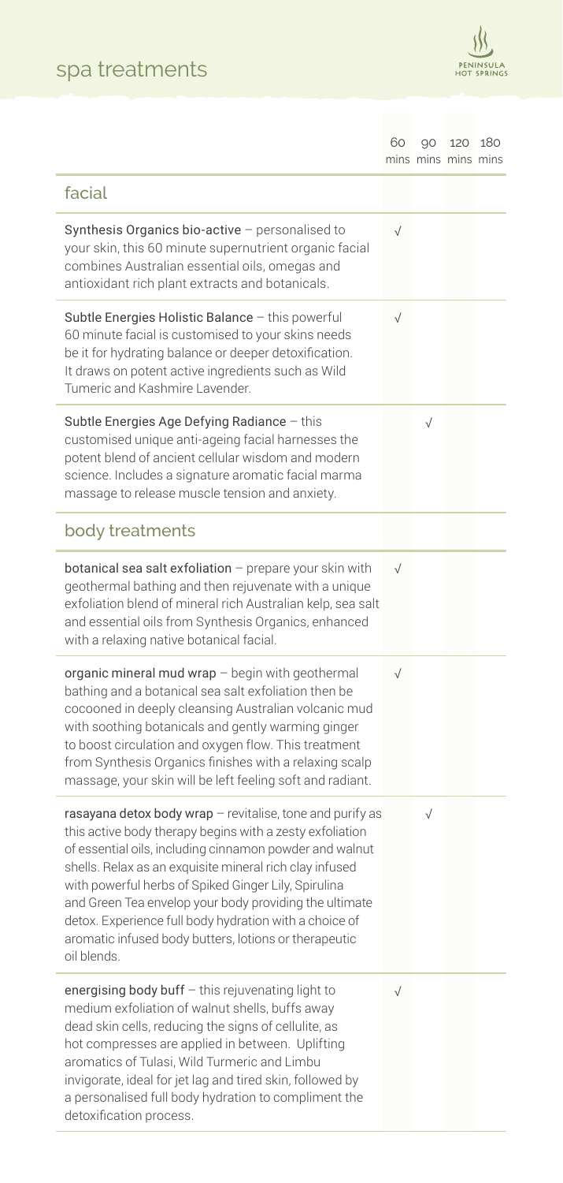# spa treatments

| | 60 mins | 90 mins | 120 mins | 180 mins |
|---|---|---|---|---|
| **facial** | | | | |
| Synthesis Organics bio-active – personalised to your skin, this 60 minute supernutrient organic facial combines Australian essential oils, omegas and antioxidant rich plant extracts and botanicals. | √ | | | |
| Subtle Energies Holistic Balance – this powerful 60 minute facial is customised to your skins needs be it for hydrating balance or deeper detoxification. It draws on potent active ingredients such as Wild Tumeric and Kashmire Lavender. | √ | | | |
| Subtle Energies Age Defying Radiance – this customised unique anti-ageing facial harnesses the potent blend of ancient cellular wisdom and modern science. Includes a signature aromatic facial marma massage to release muscle tension and anxiety. | | √ | | |
| **body treatments** | | | | |
| botanical sea salt exfoliation – prepare your skin with geothermal bathing and then rejuvenate with a unique exfoliation blend of mineral rich Australian kelp, sea salt and essential oils from Synthesis Organics, enhanced with a relaxing native botanical facial. | √ | | | |
| organic mineral mud wrap – begin with geothermal bathing and a botanical sea salt exfoliation then be cocooned in deeply cleansing Australian volcanic mud with soothing botanicals and gently warming ginger to boost circulation and oxygen flow. This treatment from Synthesis Organics finishes with a relaxing scalp massage, your skin will be left feeling soft and radiant. | √ | | | |
| rasayana detox body wrap – revitalise, tone and purify as this active body therapy begins with a zesty exfoliation of essential oils, including cinnamon powder and walnut shells. Relax as an exquisite mineral rich clay infused with powerful herbs of Spiked Ginger Lily, Spirulina and Green Tea envelop your body providing the ultimate detox. Experience full body hydration with a choice of aromatic infused body butters, lotions or therapeutic oil blends. | | √ | | |
| energising body buff – this rejuvenating light to medium exfoliation of walnut shells, buffs away dead skin cells, reducing the signs of cellulite, as hot compresses are applied in between. Uplifting aromatics of Tulasi, Wild Turmeric and Limbu invigorate, ideal for jet lag and tired skin, followed by a personalised full body hydration to compliment the detoxification process. | √ | | | |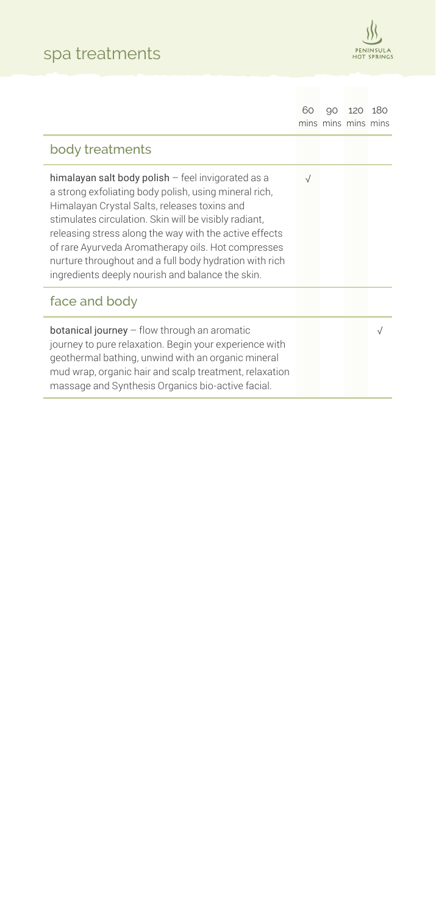# spa treatments

| | 60 mins | 90 mins | 120 mins | 180 mins |
|---|---|---|---|---|
| **body treatments** | | | | |
| **himalayan salt body polish** – feel invigorated as a a strong exfoliating body polish, using mineral rich, Himalayan Crystal Salts, releases toxins and stimulates circulation. Skin will be visibly radiant, releasing stress along the way with the active effects of rare Ayurveda Aromatherapy oils. Hot compresses nurture throughout and a full body hydration with rich ingredients deeply nourish and balance the skin. | √ | | | |
| **face and body** | | | | |
| **botanical journey** – flow through an aromatic journey to pure relaxation. Begin your experience with geothermal bathing, unwind with an organic mineral mud wrap, organic hair and scalp treatment, relaxation massage and Synthesis Organics bio-active facial. | | | | √ |